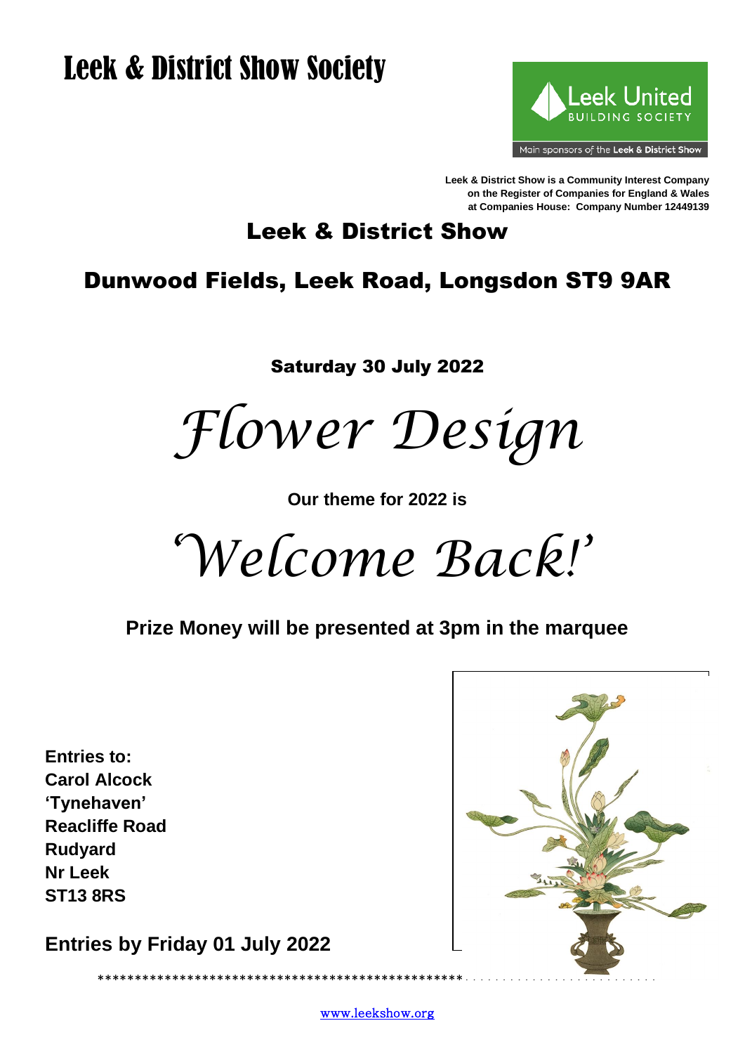# Leek & District Show Society

Leek United BUILDING SOCIETY

Main sponsors of the **Leek & District Show**

**Leek & District Show is a Community Interest Company on the Register of Companies for England & Wales at Companies House: Company Number 12449139**

## Leek & District Show

## Dunwood Fields, Leek Road, Longsdon ST9 9AR

**Saturday 30 July 2022**

# *Flower Design*

**Our theme for 2022 is**

# *'Welcome Back!'*

**Prize Money will be presented at 3pm in the marquee**

**Entries to:**
**Carol Alcock**
**'Tynehaven'**
**Reacliffe Road**
**Rudyard**
**Nr Leek**
**ST13 8RS**

**Entries by Friday 01 July 2022**

www.leekshow.org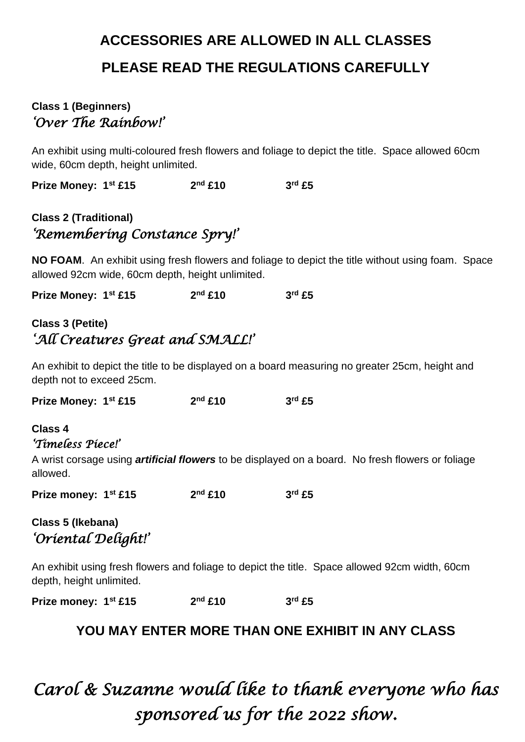## ACCESSORIES ARE ALLOWED IN ALL CLASSES

## PLEASE READ THE REGULATIONS CAREFULLY

**Class 1 (Beginners)**
*'Over The Rainbow!'*

An exhibit using multi-coloured fresh flowers and foliage to depict the title. Space allowed 60cm wide, 60cm depth, height unlimited.

**Prize Money: 1st £15 2nd £10 3rd £5**

**Class 2 (Traditional)**
*'Remembering Constance Spry!'*

**NO FOAM**. An exhibit using fresh flowers and foliage to depict the title without using foam. Space allowed 92cm wide, 60cm depth, height unlimited.

**Prize Money: 1st £15 2nd £10 3rd £5**

**Class 3 (Petite)**
*'All Creatures Great and SMALL!'*

An exhibit to depict the title to be displayed on a board measuring no greater 25cm, height and depth not to exceed 25cm.

**Prize Money: 1st £15 2nd £10 3rd £5**

**Class 4**
*'Timeless Piece!'*
A wrist corsage using ***artificial flowers*** to be displayed on a board. No fresh flowers or foliage allowed.

**Prize money: 1st £15 2nd £10 3rd £5**

**Class 5 (Ikebana)**
*'Oriental Delight!'*

An exhibit using fresh flowers and foliage to depict the title. Space allowed 92cm width, 60cm depth, height unlimited.

**Prize money: 1st £15 2nd £10 3rd £5**

**YOU MAY ENTER MORE THAN ONE EXHIBIT IN ANY CLASS**

*Carol & Suzanne would like to thank everyone who has sponsored us for the 2022 show.*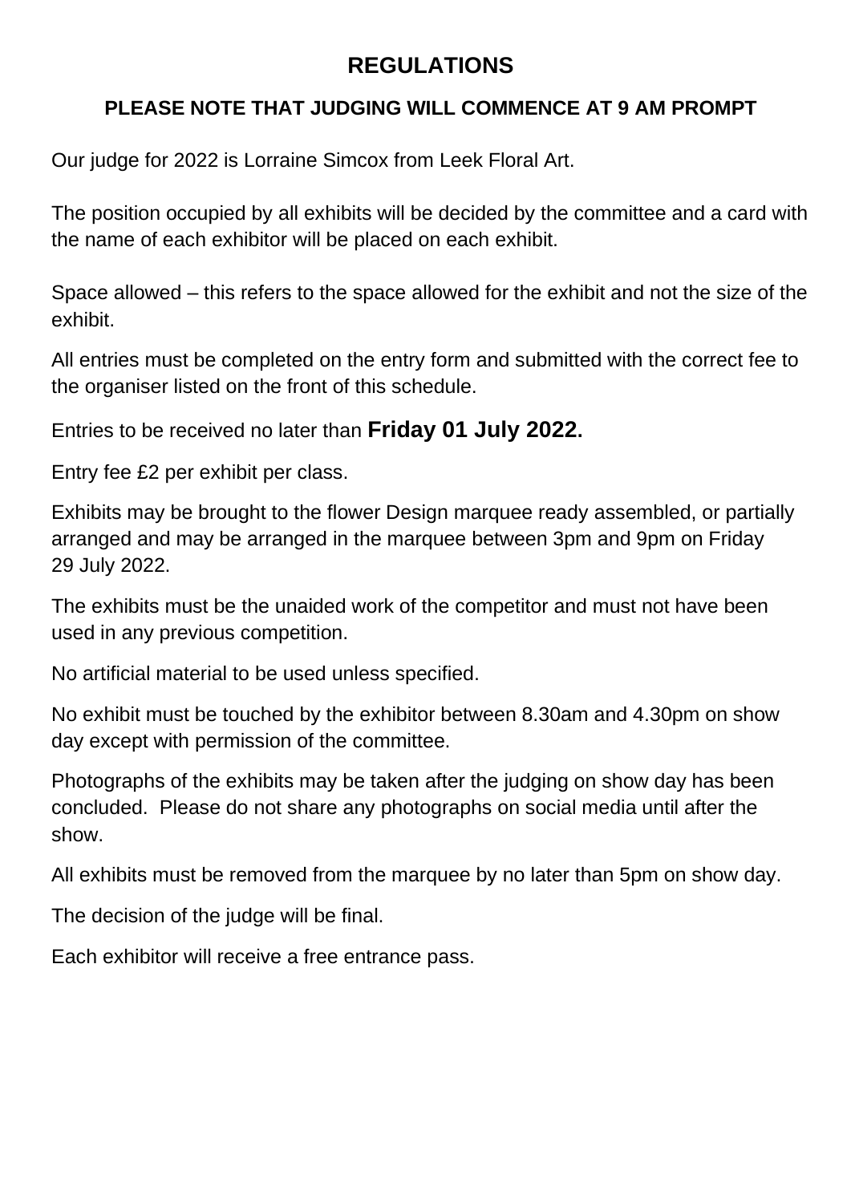# REGULATIONS

## PLEASE NOTE THAT JUDGING WILL COMMENCE AT 9 AM PROMPT

Our judge for 2022 is Lorraine Simcox from Leek Floral Art.

The position occupied by all exhibits will be decided by the committee and a card with the name of each exhibitor will be placed on each exhibit.

Space allowed – this refers to the space allowed for the exhibit and not the size of the exhibit.

All entries must be completed on the entry form and submitted with the correct fee to the organiser listed on the front of this schedule.

Entries to be received no later than **Friday 01 July 2022.**

Entry fee £2 per exhibit per class.

Exhibits may be brought to the flower Design marquee ready assembled, or partially arranged and may be arranged in the marquee between 3pm and 9pm on Friday 29 July 2022.

The exhibits must be the unaided work of the competitor and must not have been used in any previous competition.

No artificial material to be used unless specified.

No exhibit must be touched by the exhibitor between 8.30am and 4.30pm on show day except with permission of the committee.

Photographs of the exhibits may be taken after the judging on show day has been concluded. Please do not share any photographs on social media until after the show.

All exhibits must be removed from the marquee by no later than 5pm on show day.

The decision of the judge will be final.

Each exhibitor will receive a free entrance pass.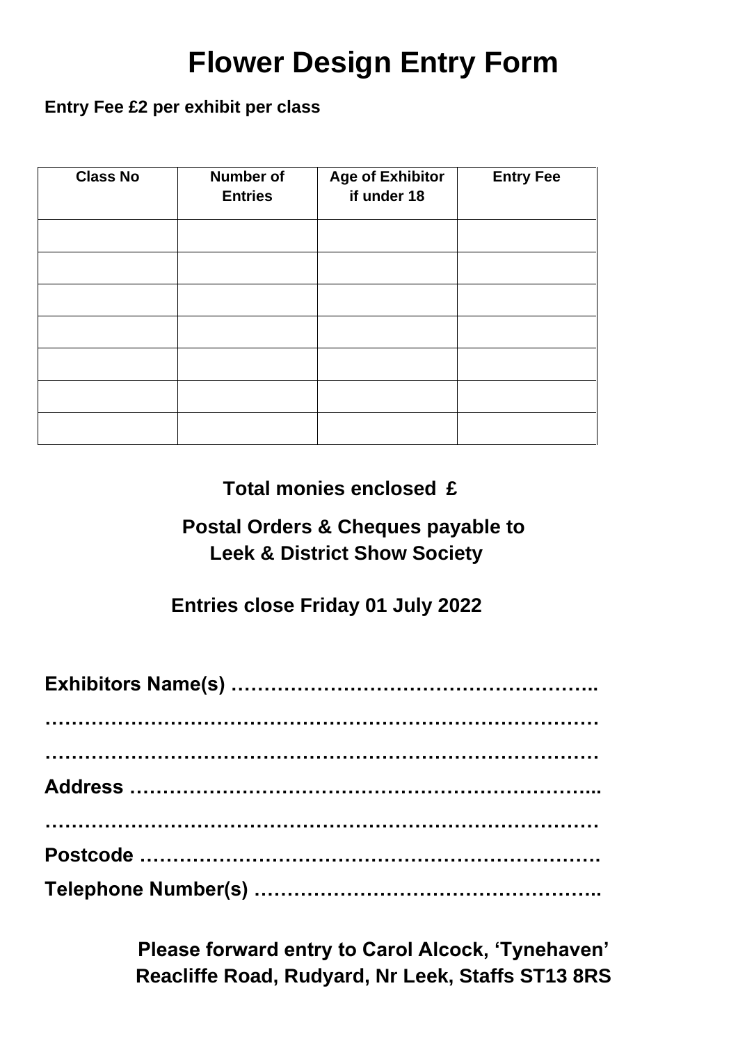# Flower Design Entry Form

**Entry Fee £2 per exhibit per class**

| Class No | Number of Entries | Age of Exhibitor if under 18 | Entry Fee |
|---|---|---|---|
| | | | |
| | | | |
| | | | |
| | | | |
| | | | |
| | | | |
| | | | |

**Total monies enclosed £**

**Postal Orders & Cheques payable to**
**Leek & District Show Society**

**Entries close Friday 01 July 2022**

**Exhibitors Name(s) ………………………………………………..**

**………………………………………………………………………**

**………………………………………………………………………**

**Address ………………………………………………………...**

**………………………………………………………………………**

**Postcode ……………………………………………………….**

**Telephone Number(s) ………………………………………………..**

**Please forward entry to Carol Alcock, 'Tynehaven'**
**Reacliffe Road, Rudyard, Nr Leek, Staffs ST13 8RS**